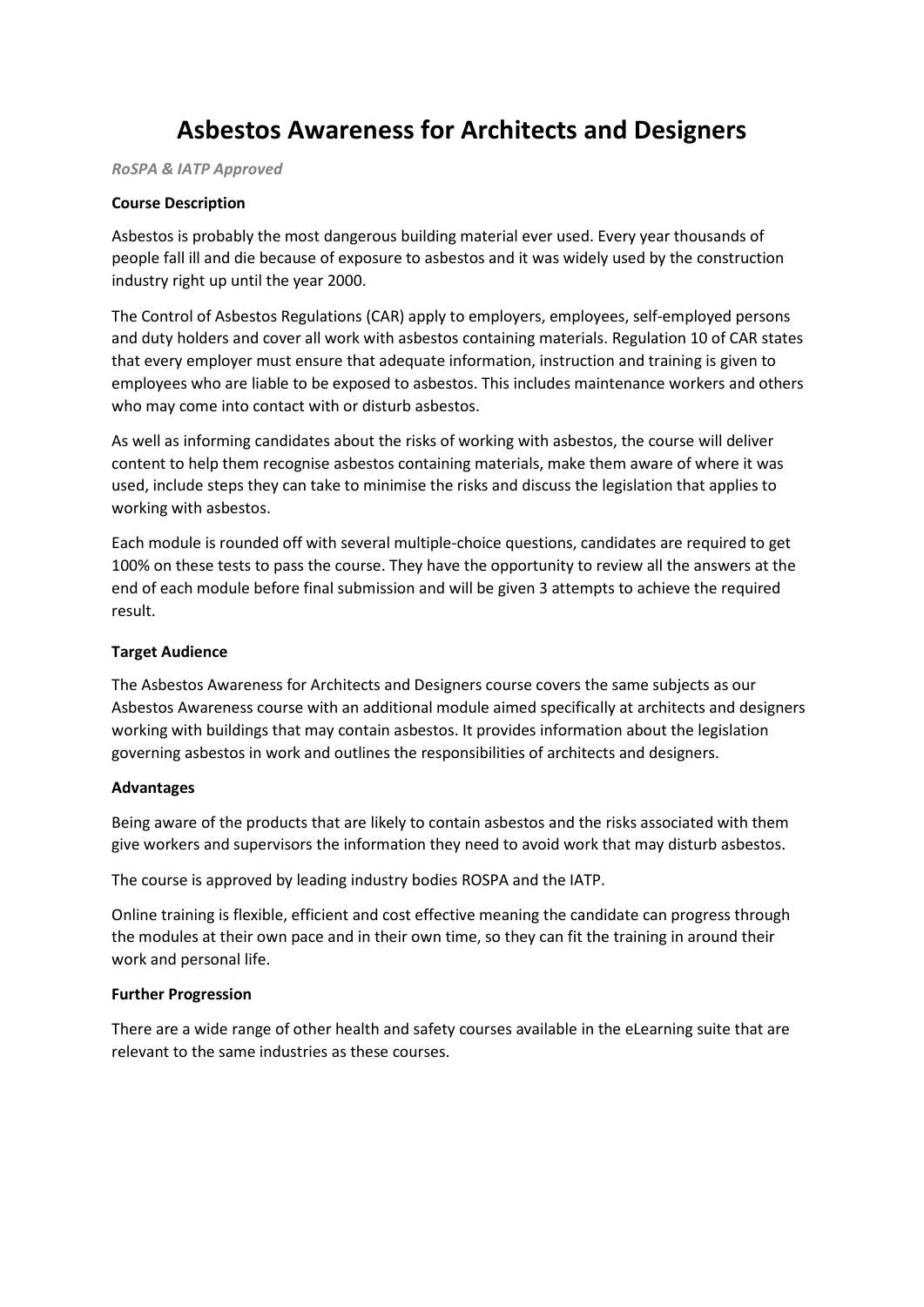# Asbestos Awareness for Architects and Designers

***RoSPA & IATP Approved***

**Course Description**

Asbestos is probably the most dangerous building material ever used. Every year thousands of people fall ill and die because of exposure to asbestos and it was widely used by the construction industry right up until the year 2000.

The Control of Asbestos Regulations (CAR) apply to employers, employees, self-employed persons and duty holders and cover all work with asbestos containing materials. Regulation 10 of CAR states that every employer must ensure that adequate information, instruction and training is given to employees who are liable to be exposed to asbestos. This includes maintenance workers and others who may come into contact with or disturb asbestos.

As well as informing candidates about the risks of working with asbestos, the course will deliver content to help them recognise asbestos containing materials, make them aware of where it was used, include steps they can take to minimise the risks and discuss the legislation that applies to working with asbestos.

Each module is rounded off with several multiple-choice questions, candidates are required to get 100% on these tests to pass the course. They have the opportunity to review all the answers at the end of each module before final submission and will be given 3 attempts to achieve the required result.

**Target Audience**

The Asbestos Awareness for Architects and Designers course covers the same subjects as our Asbestos Awareness course with an additional module aimed specifically at architects and designers working with buildings that may contain asbestos. It provides information about the legislation governing asbestos in work and outlines the responsibilities of architects and designers.

**Advantages**

Being aware of the products that are likely to contain asbestos and the risks associated with them give workers and supervisors the information they need to avoid work that may disturb asbestos.

The course is approved by leading industry bodies ROSPA and the IATP.

Online training is flexible, efficient and cost effective meaning the candidate can progress through the modules at their own pace and in their own time, so they can fit the training in around their work and personal life.

**Further Progression**

There are a wide range of other health and safety courses available in the eLearning suite that are relevant to the same industries as these courses.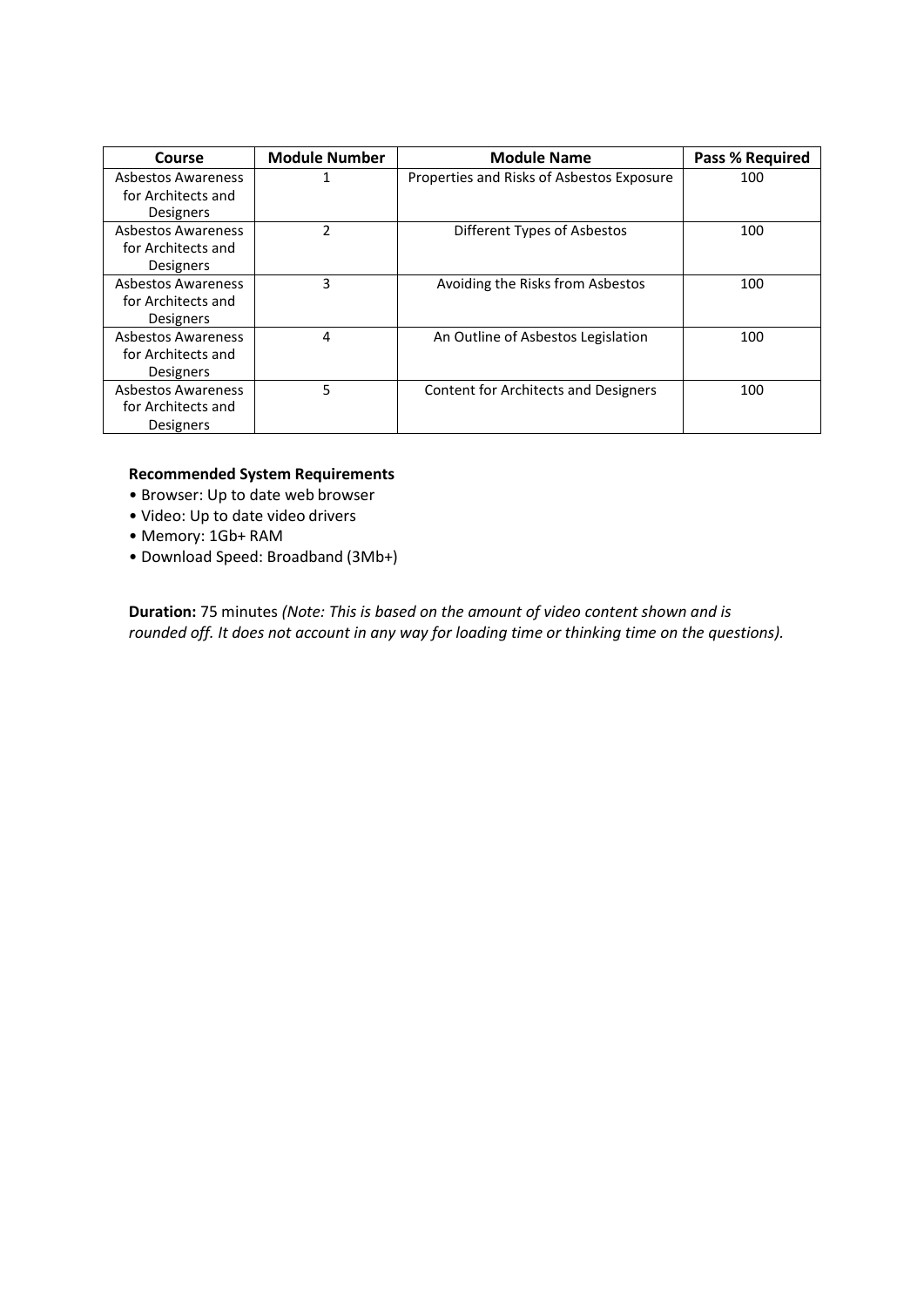| Course | Module Number | Module Name | Pass % Required |
| --- | --- | --- | --- |
| Asbestos Awareness for Architects and Designers | 1 | Properties and Risks of Asbestos Exposure | 100 |
| Asbestos Awareness for Architects and Designers | 2 | Different Types of Asbestos | 100 |
| Asbestos Awareness for Architects and Designers | 3 | Avoiding the Risks from Asbestos | 100 |
| Asbestos Awareness for Architects and Designers | 4 | An Outline of Asbestos Legislation | 100 |
| Asbestos Awareness for Architects and Designers | 5 | Content for Architects and Designers | 100 |

**Recommended System Requirements**

- Browser: Up to date web browser
- Video: Up to date video drivers
- Memory: 1Gb+ RAM
- Download Speed: Broadband (3Mb+)

**Duration:** 75 minutes *(Note: This is based on the amount of video content shown and is rounded off. It does not account in any way for loading time or thinking time on the questions).*